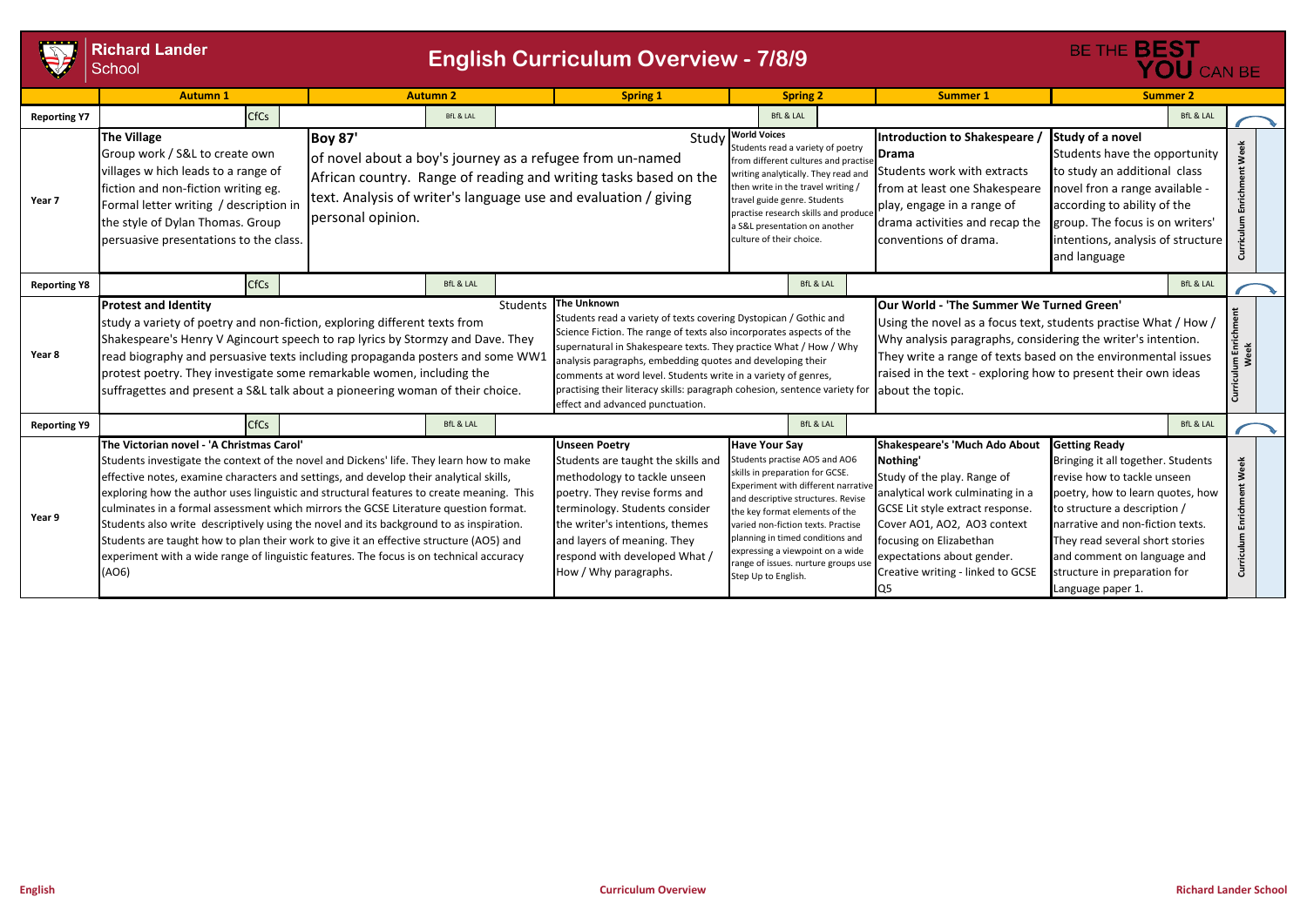# Richard Lander School

## English Curriculum Overview - 7/8/9

BE THE BEST YOU CAN BE

| | Autumn 1 | Autumn 2 | Spring 1 | Spring 2 | Summer 1 | Summer 2 | |
|---|---|---|---|---|---|---|---|
| **Reporting Y7** | CfCs | BfL & LAL | | BfL & LAL | | BfL & LAL | |
| **Year 7** | **The Village** Group work / S&L to create own villages w hich leads to a range of fiction and non-fiction writing eg. Formal letter writing / description in the style of Dylan Thomas. Group persuasive presentations to the class. | **Boy 87'** Study of novel about a boy's journey as a refugee from un-named African country. Range of reading and writing tasks based on the text. Analysis of writer's language use and evaluation / giving personal opinion. | | **World Voices** Students read a variety of poetry from different cultures and practise writing analytically. They read and then write in the travel writing / travel guide genre. Students practise research skills and produce a S&L presentation on another culture of their choice. | **Introduction to Shakespeare / Drama** Students work with extracts from at least one Shakespeare play, engage in a range of drama activities and recap the conventions of drama. | **Study of a novel** Students have the opportunity to study an additional class novel fron a range available - according to ability of the group. The focus is on writers' intentions, analysis of structure and language | Curriculum Enrichment Week |
| **Reporting Y8** | CfCs | BfL & LAL | | BfL & LAL | | BfL & LAL | |
| **Year 8** | **Protest and Identity** Students study a variety of poetry and non-fiction, exploring different texts from Shakespeare's Henry V Agincourt speech to rap lyrics by Stormzy and Dave. They read biography and persuasive texts including propaganda posters and some WW1 protest poetry. They investigate some remarkable women, including the suffragettes and present a S&L talk about a pioneering woman of their choice. | | **The Unknown** Students read a variety of texts covering Dystopican / Gothic and Science Fiction. The range of texts also incorporates aspects of the supernatural in Shakespeare texts. They practice What / How / Why analysis paragraphs, embedding quotes and developing their comments at word level. Students write in a variety of genres, practising their literacy skills: paragraph cohesion, sentence variety for effect and advanced punctuation. | | **Our World - 'The Summer We Turned Green'** Using the novel as a focus text, students practise What / How / Why analysis paragraphs, considering the writer's intention. They write a range of texts based on the environmental issues raised in the text - exploring how to present their own ideas about the topic. | | Curriculum Enrichment Week |
| **Reporting Y9** | CfCs | BfL & LAL | | BfL & LAL | | BfL & LAL | |
| **Year 9** | **The Victorian novel - 'A Christmas Carol'** Students investigate the context of the novel and Dickens' life. They learn how to make effective notes, examine characters and settings, and develop their analytical skills, exploring how the author uses linguistic and structural features to create meaning. This culminates in a formal assessment which mirrors the GCSE Literature question format. Students also write descriptively using the novel and its background to as inspiration. Students are taught how to plan their work to give it an effective structure (AO5) and experiment with a wide range of linguistic features. The focus is on technical accuracy (AO6) | | **Unseen Poetry** Students are taught the skills and methodology to tackle unseen poetry. They revise forms and terminology. Students consider the writer's intentions, themes and layers of meaning. They respond with developed What / How / Why paragraphs. | **Have Your Say** Students practise AO5 and AO6 skills in preparation for GCSE. Experiment with different narrative and descriptive structures. Revise the key format elements of the varied non-fiction texts. Practise planning in timed conditions and expressing a viewpoint on a wide range of issues. nurture groups use Step Up to English. | **Shakespeare's 'Much Ado About Nothing'** Study of the play. Range of analytical work culminating in a GCSE Lit style extract response. Cover AO1, AO2, AO3 context focusing on Elizabethan expectations about gender. Creative writing - linked to GCSE Q5 | **Getting Ready** Bringing it all together. Students revise how to tackle unseen poetry, how to learn quotes, how to structure a description / narrative and non-fiction texts. They read several short stories and comment on language and structure in preparation for Language paper 1. | Curriculum Enrichment Week |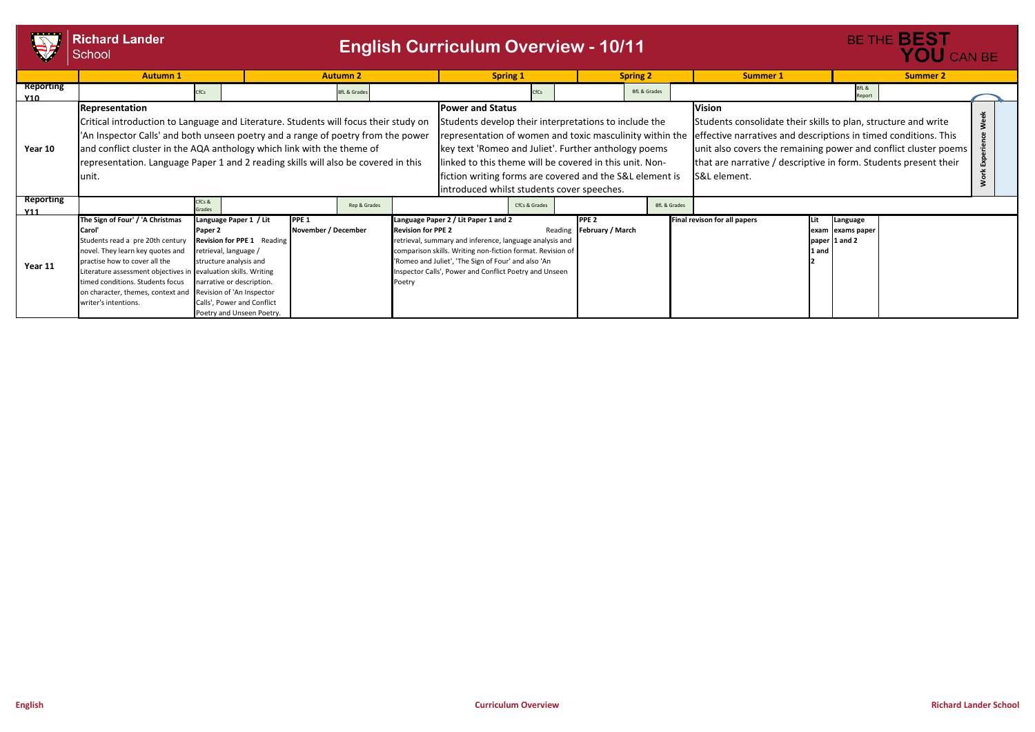# English Curriculum Overview - 10/11

Richard Lander School — BE THE BEST YOU CAN BE

| | Autumn 1 | | Autumn 2 | | Spring 1 | | Spring 2 | | Summer 1 | | Summer 2 |
|---|---|---|---|---|---|---|---|---|---|---|---|
| **Reporting Y10** | CfCs | | BfL & Grades | | CfCs | | BfL & Grades | | | BfL & Report | |
| **Year 10** | **Representation** Critical introduction to Language and Literature. Students will focus their study on 'An Inspector Calls' and both unseen poetry and a range of poetry from the power and conflict cluster in the AQA anthology which link with the theme of representation. Language Paper 1 and 2 reading skills will also be covered in this unit. | | | | **Power and Status** Students develop their interpretations to include the representation of women and toxic masculinity within the key text 'Romeo and Juliet'. Further anthology poems linked to this theme will be covered in this unit. Non-fiction writing forms are covered and the S&L element is introduced whilst students cover speeches. | | | | **Vision** Students consolidate their skills to plan, structure and write effective narratives and descriptions in timed conditions. This unit also covers the remaining power and conflict cluster poems that are narrative / descriptive in form. Students present their S&L element. | | Work Experience Week |
| **Reporting Y11** | CfCs & Grades | | Rep & Grades | | CfCs & Grades | | BfL & Grades | | | | |
| **Year 11** | **The Sign of Four' / 'A Christmas Carol'** Students read a pre 20th century novel. They learn key quotes and practise how to cover all the Literature assessment objectives in timed conditions. Students focus on character, themes, context and writer's intentions. | **Language Paper 1 / Lit Paper 2** **Revision for PPE 1** Reading retrieval, language / structure analysis and evaluation skills. Writing narrative or description. Revision of 'An Inspector Calls', Power and Conflict Poetry and Unseen Poetry. | **PPE 1** **November / December** | | **Language Paper 2 / Lit Paper 1 and 2** **Revision for PPE 2** Reading retrieval, summary and inference, language analysis and comparison skills. Writing non-fiction format. Revision of 'Romeo and Juliet', 'The Sign of Four' and also 'An Inspector Calls', Power and Conflict and Unseen Poetry | | **PPE 2** **February / March** | | **Final revison for all papers** | **Lit exam paper 1 and 2** | **Language exams paper 1 and 2** |